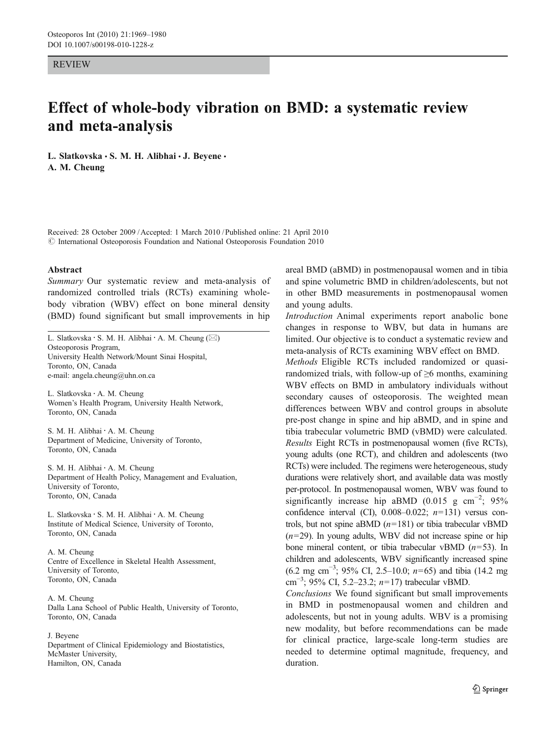REVIEW

# Effect of whole-body vibration on BMD: a systematic review and meta-analysis

**L. Slatkovska · S. M. H. Alibhai · J. Beyene · A. M. Cheung**

Received: 28 October 2009 / Accepted: 1 March 2010 / Published online: 21 April 2010
© International Osteoporosis Foundation and National Osteoporosis Foundation 2010

## Abstract

*Summary* Our systematic review and meta-analysis of randomized controlled trials (RCTs) examining whole-body vibration (WBV) effect on bone mineral density (BMD) found significant but small improvements in hip areal BMD (aBMD) in postmenopausal women and in tibia and spine volumetric BMD in children/adolescents, but not in other BMD measurements in postmenopausal women and young adults.

*Introduction* Animal experiments report anabolic bone changes in response to WBV, but data in humans are limited. Our objective is to conduct a systematic review and meta-analysis of RCTs examining WBV effect on BMD.

*Methods* Eligible RCTs included randomized or quasi-randomized trials, with follow-up of ≥6 months, examining WBV effects on BMD in ambulatory individuals without secondary causes of osteoporosis. The weighted mean differences between WBV and control groups in absolute pre-post change in spine and hip aBMD, and in spine and tibia trabecular volumetric BMD (vBMD) were calculated.

*Results* Eight RCTs in postmenopausal women (five RCTs), young adults (one RCT), and children and adolescents (two RCTs) were included. The regimens were heterogeneous, study durations were relatively short, and available data was mostly per-protocol. In postmenopausal women, WBV was found to significantly increase hip aBMD (0.015 g cm$^{-2}$; 95% confidence interval (CI), 0.008–0.022; $n$=131) versus controls, but not spine aBMD ($n$=181) or tibia trabecular vBMD ($n$=29). In young adults, WBV did not increase spine or hip bone mineral content, or tibia trabecular vBMD ($n$=53). In children and adolescents, WBV significantly increased spine (6.2 mg cm$^{-3}$; 95% CI, 2.5–10.0; $n$=65) and tibia (14.2 mg cm$^{-3}$; 95% CI, 5.2–23.2; $n$=17) trabecular vBMD.

*Conclusions* We found significant but small improvements in BMD in postmenopausal women and children and adolescents, but not in young adults. WBV is a promising new modality, but before recommendations can be made for clinical practice, large-scale long-term studies are needed to determine optimal magnitude, frequency, and duration.

---

L. Slatkovska · S. M. H. Alibhai · A. M. Cheung (✉)
Osteoporosis Program,
University Health Network/Mount Sinai Hospital,
Toronto, ON, Canada
e-mail: angela.cheung@uhn.on.ca

L. Slatkovska · A. M. Cheung
Women's Health Program, University Health Network,
Toronto, ON, Canada

S. M. H. Alibhai · A. M. Cheung
Department of Medicine, University of Toronto,
Toronto, ON, Canada

S. M. H. Alibhai · A. M. Cheung
Department of Health Policy, Management and Evaluation,
University of Toronto,
Toronto, ON, Canada

L. Slatkovska · S. M. H. Alibhai · A. M. Cheung
Institute of Medical Science, University of Toronto,
Toronto, ON, Canada

A. M. Cheung
Centre of Excellence in Skeletal Health Assessment,
University of Toronto,
Toronto, ON, Canada

A. M. Cheung
Dalla Lana School of Public Health, University of Toronto,
Toronto, ON, Canada

J. Beyene
Department of Clinical Epidemiology and Biostatistics,
McMaster University,
Hamilton, ON, Canada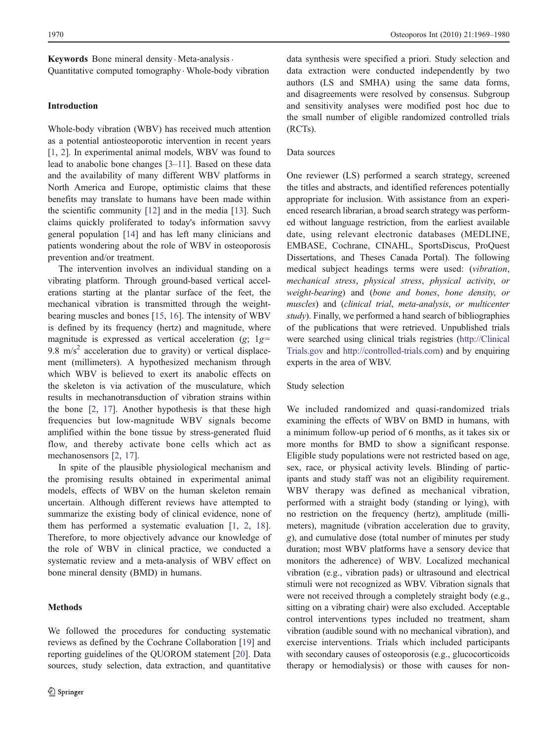**Keywords** Bone mineral density · Meta-analysis · Quantitative computed tomography · Whole-body vibration

## Introduction

Whole-body vibration (WBV) has received much attention as a potential antiosteoporotic intervention in recent years [1, 2]. In experimental animal models, WBV was found to lead to anabolic bone changes [3–11]. Based on these data and the availability of many different WBV platforms in North America and Europe, optimistic claims that these benefits may translate to humans have been made within the scientific community [12] and in the media [13]. Such claims quickly proliferated to today's information savvy general population [14] and has left many clinicians and patients wondering about the role of WBV in osteoporosis prevention and/or treatment.

The intervention involves an individual standing on a vibrating platform. Through ground-based vertical accelerations starting at the plantar surface of the feet, the mechanical vibration is transmitted through the weight-bearing muscles and bones [15, 16]. The intensity of WBV is defined by its frequency (hertz) and magnitude, where magnitude is expressed as vertical acceleration ($g$; $1g$= 9.8 m/s$^2$ acceleration due to gravity) or vertical displacement (millimeters). A hypothesized mechanism through which WBV is believed to exert its anabolic effects on the skeleton is via activation of the musculature, which results in mechanotransduction of vibration strains within the bone [2, 17]. Another hypothesis is that these high frequencies but low-magnitude WBV signals become amplified within the bone tissue by stress-generated fluid flow, and thereby activate bone cells which act as mechanosensors [2, 17].

In spite of the plausible physiological mechanism and the promising results obtained in experimental animal models, effects of WBV on the human skeleton remain uncertain. Although different reviews have attempted to summarize the existing body of clinical evidence, none of them has performed a systematic evaluation [1, 2, 18]. Therefore, to more objectively advance our knowledge of the role of WBV in clinical practice, we conducted a systematic review and a meta-analysis of WBV effect on bone mineral density (BMD) in humans.

## Methods

We followed the procedures for conducting systematic reviews as defined by the Cochrane Collaboration [19] and reporting guidelines of the QUOROM statement [20]. Data sources, study selection, data extraction, and quantitative data synthesis were specified a priori. Study selection and data extraction were conducted independently by two authors (LS and SMHA) using the same data forms, and disagreements were resolved by consensus. Subgroup and sensitivity analyses were modified post hoc due to the small number of eligible randomized controlled trials (RCTs).

### Data sources

One reviewer (LS) performed a search strategy, screened the titles and abstracts, and identified references potentially appropriate for inclusion. With assistance from an experienced research librarian, a broad search strategy was performed without language restriction, from the earliest available date, using relevant electronic databases (MEDLINE, EMBASE, Cochrane, CINAHL, SportsDiscus, ProQuest Dissertations, and Theses Canada Portal). The following medical subject headings terms were used: (*vibration*, *mechanical stress*, *physical stress*, *physical activity*, *or weight-bearing*) and (*bone and bones*, *bone density*, *or muscles*) and (*clinical trial*, *meta-analysis*, *or multicenter study*). Finally, we performed a hand search of bibliographies of the publications that were retrieved. Unpublished trials were searched using clinical trials registries (http://ClinicalTrials.gov and http://controlled-trials.com) and by enquiring experts in the area of WBV.

### Study selection

We included randomized and quasi-randomized trials examining the effects of WBV on BMD in humans, with a minimum follow-up period of 6 months, as it takes six or more months for BMD to show a significant response. Eligible study populations were not restricted based on age, sex, race, or physical activity levels. Blinding of participants and study staff was not an eligibility requirement. WBV therapy was defined as mechanical vibration, performed with a straight body (standing or lying), with no restriction on the frequency (hertz), amplitude (millimeters), magnitude (vibration acceleration due to gravity, $g$), and cumulative dose (total number of minutes per study duration; most WBV platforms have a sensory device that monitors the adherence) of WBV. Localized mechanical vibration (e.g., vibration pads) or ultrasound and electrical stimuli were not recognized as WBV. Vibration signals that were not received through a completely straight body (e.g., sitting on a vibrating chair) were also excluded. Acceptable control interventions types included no treatment, sham vibration (audible sound with no mechanical vibration), and exercise interventions. Trials which included participants with secondary causes of osteoporosis (e.g., glucocorticoids therapy or hemodialysis) or those with causes for non-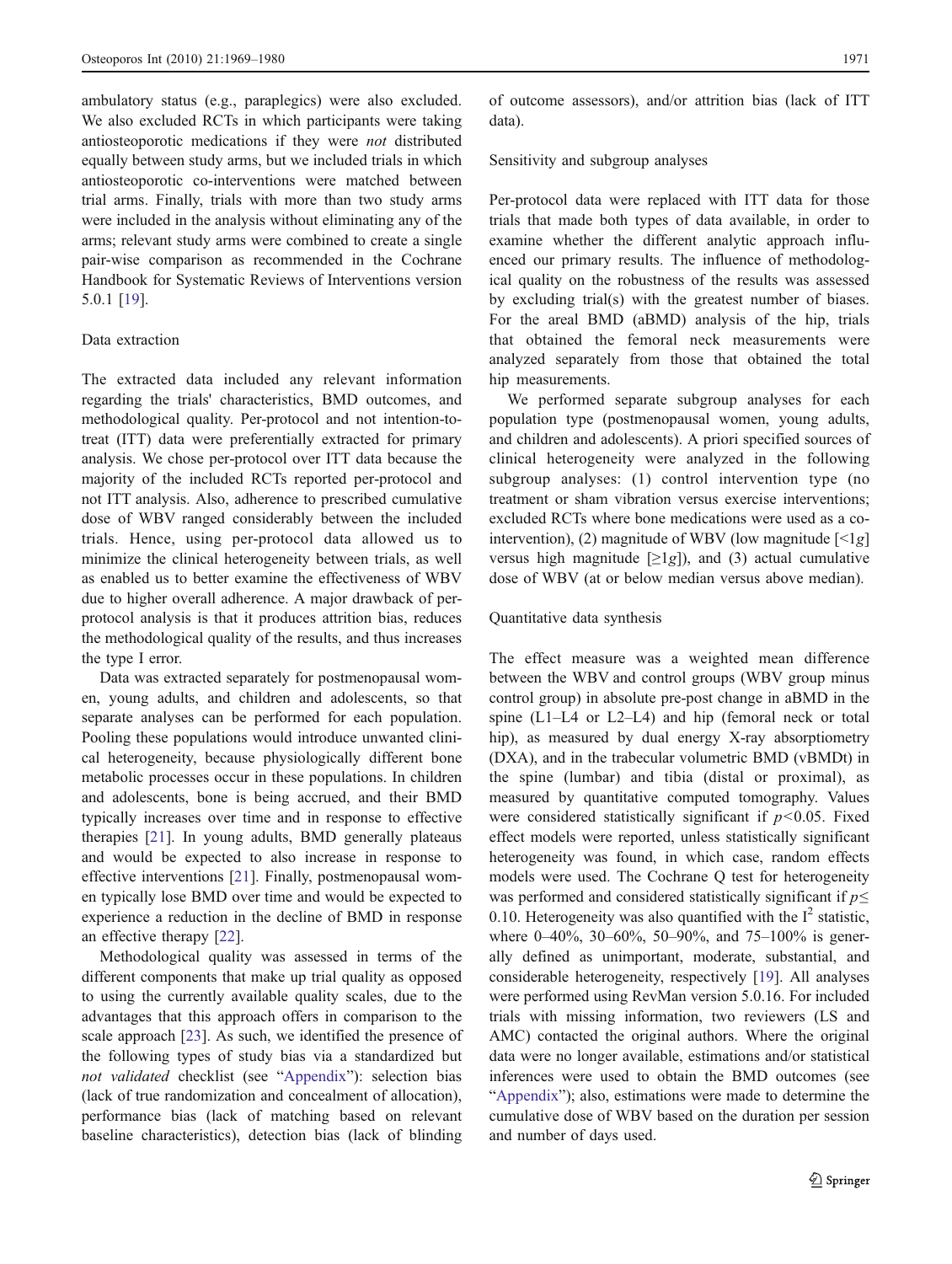ambulatory status (e.g., paraplegics) were also excluded. We also excluded RCTs in which participants were taking antiosteoporotic medications if they were *not* distributed equally between study arms, but we included trials in which antiosteoporotic co-interventions were matched between trial arms. Finally, trials with more than two study arms were included in the analysis without eliminating any of the arms; relevant study arms were combined to create a single pair-wise comparison as recommended in the Cochrane Handbook for Systematic Reviews of Interventions version 5.0.1 [19].

## Data extraction

The extracted data included any relevant information regarding the trials' characteristics, BMD outcomes, and methodological quality. Per-protocol and not intention-to-treat (ITT) data were preferentially extracted for primary analysis. We chose per-protocol over ITT data because the majority of the included RCTs reported per-protocol and not ITT analysis. Also, adherence to prescribed cumulative dose of WBV ranged considerably between the included trials. Hence, using per-protocol data allowed us to minimize the clinical heterogeneity between trials, as well as enabled us to better examine the effectiveness of WBV due to higher overall adherence. A major drawback of per-protocol analysis is that it produces attrition bias, reduces the methodological quality of the results, and thus increases the type I error.

Data was extracted separately for postmenopausal women, young adults, and children and adolescents, so that separate analyses can be performed for each population. Pooling these populations would introduce unwanted clinical heterogeneity, because physiologically different bone metabolic processes occur in these populations. In children and adolescents, bone is being accrued, and their BMD typically increases over time and in response to effective therapies [21]. In young adults, BMD generally plateaus and would be expected to also increase in response to effective interventions [21]. Finally, postmenopausal women typically lose BMD over time and would be expected to experience a reduction in the decline of BMD in response an effective therapy [22].

Methodological quality was assessed in terms of the different components that make up trial quality as opposed to using the currently available quality scales, due to the advantages that this approach offers in comparison to the scale approach [23]. As such, we identified the presence of the following types of study bias via a standardized but *not validated* checklist (see "Appendix"): selection bias (lack of true randomization and concealment of allocation), performance bias (lack of matching based on relevant baseline characteristics), detection bias (lack of blinding of outcome assessors), and/or attrition bias (lack of ITT data).

## Sensitivity and subgroup analyses

Per-protocol data were replaced with ITT data for those trials that made both types of data available, in order to examine whether the different analytic approach influenced our primary results. The influence of methodological quality on the robustness of the results was assessed by excluding trial(s) with the greatest number of biases. For the areal BMD (aBMD) analysis of the hip, trials that obtained the femoral neck measurements were analyzed separately from those that obtained the total hip measurements.

We performed separate subgroup analyses for each population type (postmenopausal women, young adults, and children and adolescents). A priori specified sources of clinical heterogeneity were analyzed in the following subgroup analyses: (1) control intervention type (no treatment or sham vibration versus exercise interventions; excluded RCTs where bone medications were used as a co-intervention), (2) magnitude of WBV (low magnitude [$<1g$] versus high magnitude [$\geq 1g$]), and (3) actual cumulative dose of WBV (at or below median versus above median).

## Quantitative data synthesis

The effect measure was a weighted mean difference between the WBV and control groups (WBV group minus control group) in absolute pre-post change in aBMD in the spine (L1–L4 or L2–L4) and hip (femoral neck or total hip), as measured by dual energy X-ray absorptiometry (DXA), and in the trabecular volumetric BMD (vBMDt) in the spine (lumbar) and tibia (distal or proximal), as measured by quantitative computed tomography. Values were considered statistically significant if $p<0.05$. Fixed effect models were reported, unless statistically significant heterogeneity was found, in which case, random effects models were used. The Cochrane Q test for heterogeneity was performed and considered statistically significant if $p\leq 0.10$. Heterogeneity was also quantified with the $I^2$ statistic, where 0–40%, 30–60%, 50–90%, and 75–100% is generally defined as unimportant, moderate, substantial, and considerable heterogeneity, respectively [19]. All analyses were performed using RevMan version 5.0.16. For included trials with missing information, two reviewers (LS and AMC) contacted the original authors. Where the original data were no longer available, estimations and/or statistical inferences were used to obtain the BMD outcomes (see "Appendix"); also, estimations were made to determine the cumulative dose of WBV based on the duration per session and number of days used.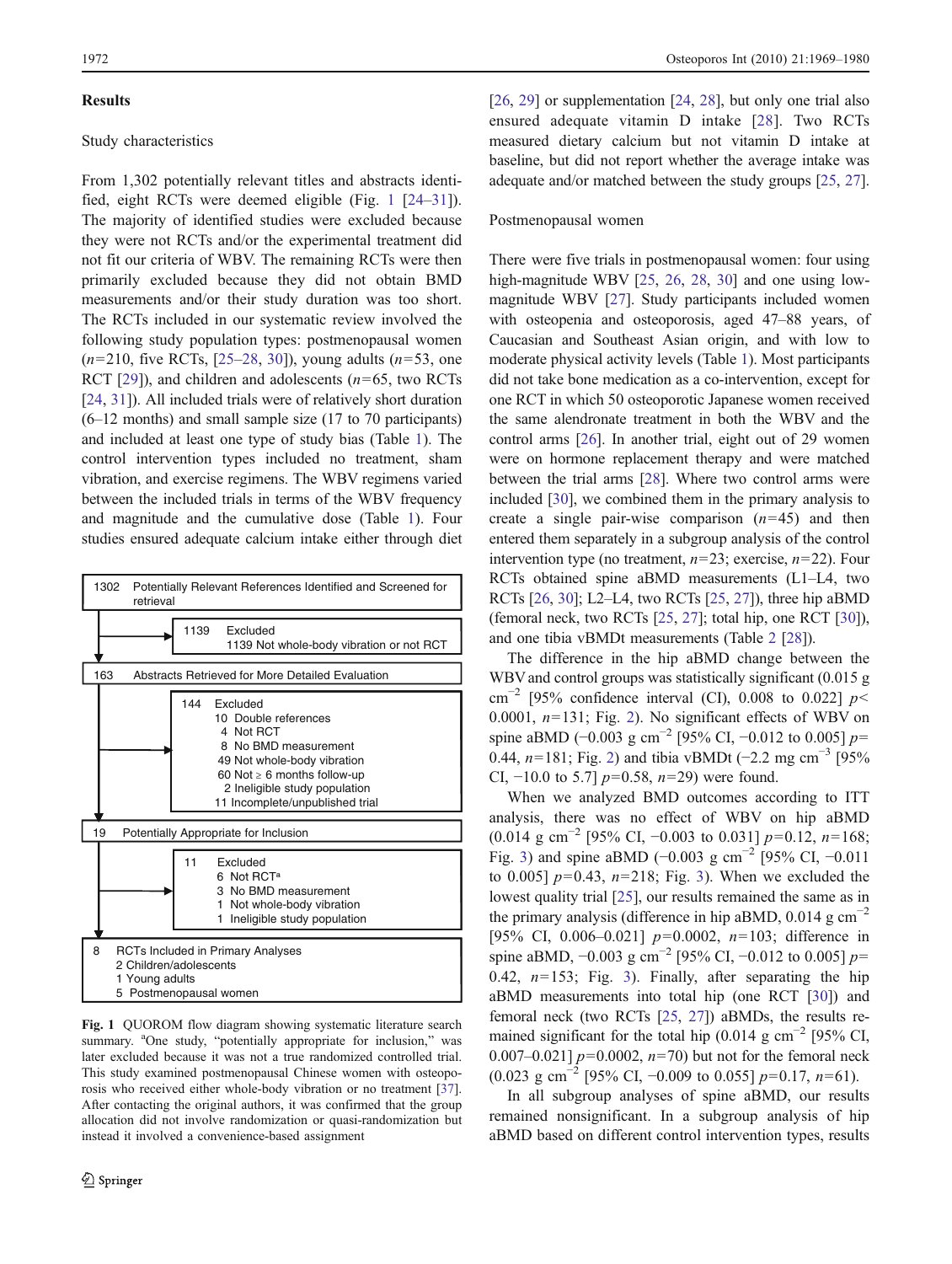## Results

### Study characteristics

From 1,302 potentially relevant titles and abstracts identified, eight RCTs were deemed eligible (Fig. 1 [24–31]). The majority of identified studies were excluded because they were not RCTs and/or the experimental treatment did not fit our criteria of WBV. The remaining RCTs were then primarily excluded because they did not obtain BMD measurements and/or their study duration was too short. The RCTs included in our systematic review involved the following study population types: postmenopausal women ($n$=210, five RCTs, [25–28, 30]), young adults ($n$=53, one RCT [29]), and children and adolescents ($n$=65, two RCTs [24, 31]). All included trials were of relatively short duration (6–12 months) and small sample size (17 to 70 participants) and included at least one type of study bias (Table 1). The control intervention types included no treatment, sham vibration, and exercise regimens. The WBV regimens varied between the included trials in terms of the WBV frequency and magnitude and the cumulative dose (Table 1). Four studies ensured adequate calcium intake either through diet [26, 29] or supplementation [24, 28], but only one trial also ensured adequate vitamin D intake [28]. Two RCTs measured dietary calcium but not vitamin D intake at baseline, but did not report whether the average intake was adequate and/or matched between the study groups [25, 27].

1302 Potentially Relevant References Identified and Screened for retrieval

1139 Excluded
1139 Not whole-body vibration or not RCT

163 Abstracts Retrieved for More Detailed Evaluation

144 Excluded
10 Double references
4 Not RCT
8 No BMD measurement
49 Not whole-body vibration
60 Not ≥ 6 months follow-up
2 Ineligible study population
11 Incomplete/unpublished trial

19 Potentially Appropriate for Inclusion

11 Excluded
6 Not RCT[a]
3 No BMD measurement
1 Not whole-body vibration
1 Ineligible study population

8 RCTs Included in Primary Analyses
2 Children/adolescents
1 Young adults
5 Postmenopausal women

**Fig. 1** QUOROM flow diagram showing systematic literature search summary. [a]One study, "potentially appropriate for inclusion," was later excluded because it was not a true randomized controlled trial. This study examined postmenopausal Chinese women with osteoporosis who received either whole-body vibration or no treatment [37]. After contacting the original authors, it was confirmed that the group allocation did not involve randomization or quasi-randomization but instead it involved a convenience-based assignment

### Postmenopausal women

There were five trials in postmenopausal women: four using high-magnitude WBV [25, 26, 28, 30] and one using low-magnitude WBV [27]. Study participants included women with osteopenia and osteoporosis, aged 47–88 years, of Caucasian and Southeast Asian origin, and with low to moderate physical activity levels (Table 1). Most participants did not take bone medication as a co-intervention, except for one RCT in which 50 osteoporotic Japanese women received the same alendronate treatment in both the WBV and the control arms [26]. In another trial, eight out of 29 women were on hormone replacement therapy and were matched between the trial arms [28]. Where two control arms were included [30], we combined them in the primary analysis to create a single pair-wise comparison ($n$=45) and then entered them separately in a subgroup analysis of the control intervention type (no treatment, $n$=23; exercise, $n$=22). Four RCTs obtained spine aBMD measurements (L1–L4, two RCTs [26, 30]; L2–L4, two RCTs [25, 27]), three hip aBMD (femoral neck, two RCTs [25, 27]; total hip, one RCT [30]), and one tibia vBMDt measurements (Table 2 [28]).

The difference in the hip aBMD change between the WBV and control groups was statistically significant (0.015 g cm$^{-2}$ [95% confidence interval (CI), 0.008 to 0.022] $p<$ 0.0001, $n$=131; Fig. 2). No significant effects of WBV on spine aBMD (−0.003 g cm$^{-2}$ [95% CI, −0.012 to 0.005] $p$= 0.44, $n$=181; Fig. 2) and tibia vBMDt (−2.2 mg cm$^{-3}$ [95% CI, −10.0 to 5.7] $p$=0.58, $n$=29) were found.

When we analyzed BMD outcomes according to ITT analysis, there was no effect of WBV on hip aBMD (0.014 g cm$^{-2}$ [95% CI, −0.003 to 0.031] $p$=0.12, $n$=168; Fig. 3) and spine aBMD (−0.003 g cm$^{-2}$ [95% CI, −0.011 to 0.005] $p$=0.43, $n$=218; Fig. 3). When we excluded the lowest quality trial [25], our results remained the same as in the primary analysis (difference in hip aBMD, 0.014 g cm$^{-2}$ [95% CI, 0.006–0.021] $p$=0.0002, $n$=103; difference in spine aBMD, −0.003 g cm$^{-2}$ [95% CI, −0.012 to 0.005] $p$= 0.42, $n$=153; Fig. 3). Finally, after separating the hip aBMD measurements into total hip (one RCT [30]) and femoral neck (two RCTs [25, 27]) aBMDs, the results remained significant for the total hip (0.014 g cm$^{-2}$ [95% CI, 0.007–0.021] $p$=0.0002, $n$=70) but not for the femoral neck (0.023 g cm$^{-2}$ [95% CI, −0.009 to 0.055] $p$=0.17, $n$=61).

In all subgroup analyses of spine aBMD, our results remained nonsignificant. In a subgroup analysis of hip aBMD based on different control intervention types, results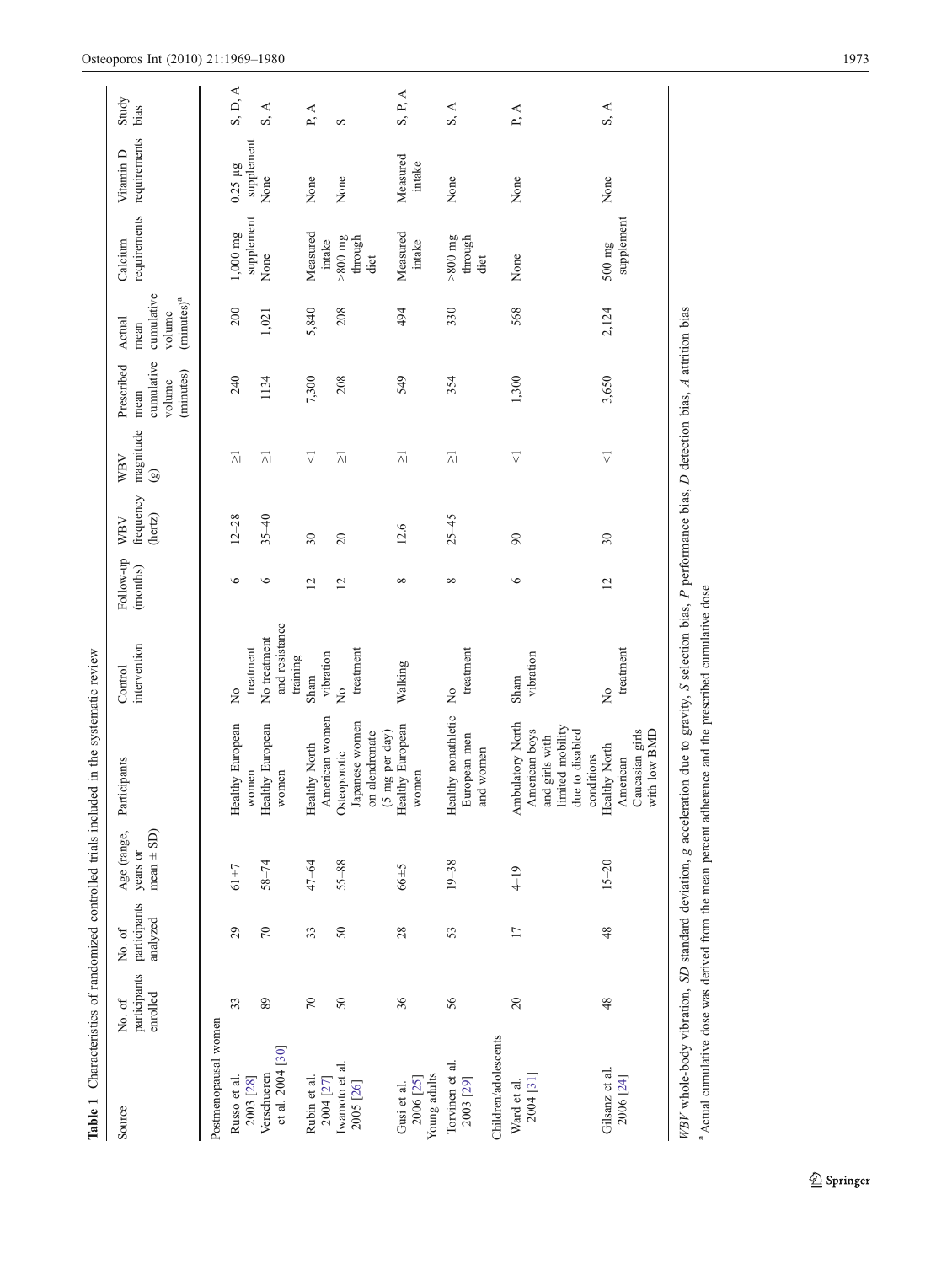**Table 1** Characteristics of randomized controlled trials included in the systematic review

| Source | No. of participants enrolled | No. of participants analyzed | Age (range, years or mean ± SD) | Participants | Control intervention | Follow-up (months) | WBV frequency (hertz) | WBV magnitude (g) | Prescribed mean cumulative volume (minutes) | Actual mean cumulative volume (minutes)[a] | Calcium requirements | Vitamin D requirements | Study bias |
|---|---|---|---|---|---|---|---|---|---|---|---|---|---|
| Postmenopausal women | | | | | | | | | | | | | |
| Russo et al. 2003 [28] | 33 | 29 | 61±7 | Healthy European women | No treatment | 6 | 12–28 | ≥1 | 240 | 200 | 1,000 mg supplement | 0.25 µg supplement | S, D, A |
| Verschueren et al. 2004 [30] | 89 | 70 | 58–74 | Healthy European women | No treatment and resistance training | 6 | 35–40 | ≥1 | 1134 | 1,021 | None | None | S, A |
| Rubin et al. 2004 [27] | 70 | 33 | 47–64 | Healthy North American women | Sham vibration | 12 | 30 | <1 | 7,300 | 5,840 | Measured intake | None | P, A |
| Iwamoto et al. 2005 [26] | 50 | 50 | 55–88 | Osteoporotic Japanese women on alendronate (5 mg per day) | No treatment | 12 | 20 | ≥1 | 208 | 208 | >800 mg through diet | None | S |
| Gusi et al. 2006 [25] | 36 | 28 | 66±5 | Healthy European women | Walking | 8 | 12.6 | ≥1 | 549 | 494 | Measured intake | Measured intake | S, P, A |
| Young adults | | | | | | | | | | | | | |
| Torvinen et al. 2003 [29] | 56 | 53 | 19–38 | Healthy nonathletic European men and women | No treatment | 8 | 25–45 | ≥1 | 354 | 330 | >800 mg through diet | None | S, A |
| Children/adolescents | | | | | | | | | | | | | |
| Ward et al. 2004 [31] | 20 | 17 | 4–19 | Ambulatory North American boys and girls with limited mobility due to disabled conditions | Sham vibration | 6 | 90 | <1 | 1,300 | 568 | None | None | P, A |
| Gilsanz et al. 2006 [24] | 48 | 48 | 15–20 | Healthy North American Caucasian girls with low BMD | No treatment | 12 | 30 | <1 | 3,650 | 2,124 | 500 mg supplement | None | S, A |

*WBV* whole-body vibration, *SD* standard deviation, *g* acceleration due to gravity, *S* selection bias, *P* performance bias, *D* detection bias, *A* attrition bias

[a] Actual cumulative dose was derived from the mean percent adherence and the prescribed cumulative dose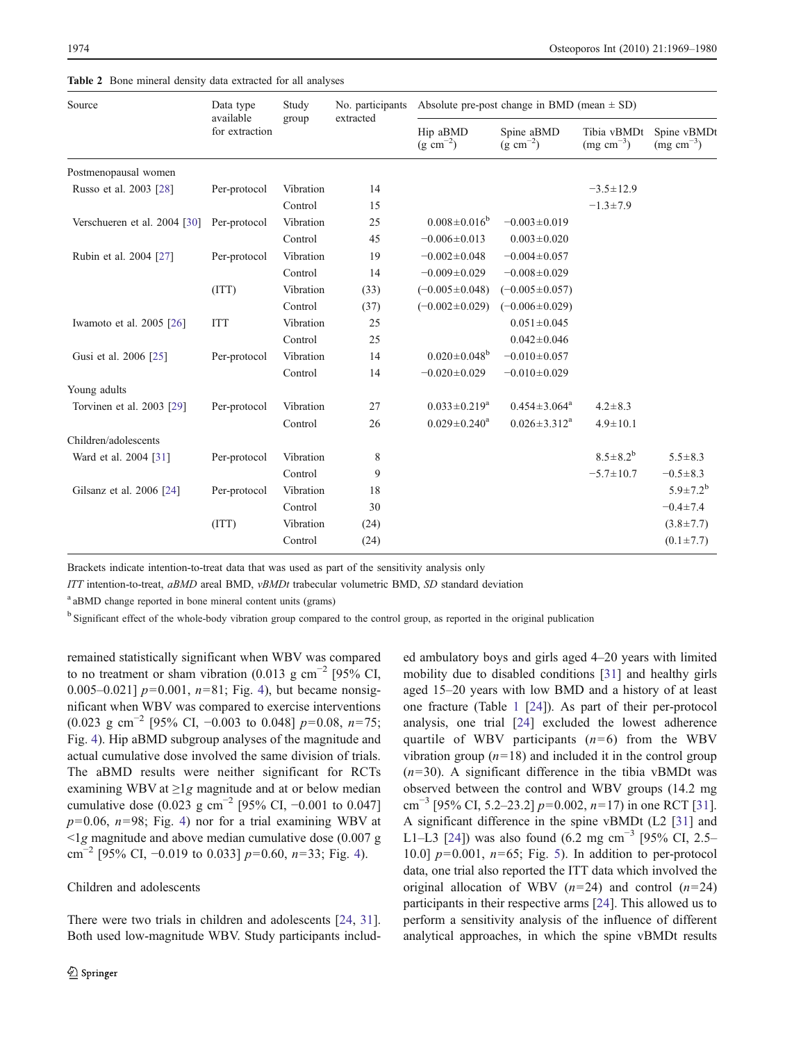Table 2 Bone mineral density data extracted for all analyses

| Source | Data type available for extraction | Study group | No. participants extracted | Absolute pre-post change in BMD (mean ± SD) | | | |
|---|---|---|---|---|---|---|---|
| | | | | Hip aBMD (g cm$^{-2}$) | Spine aBMD (g cm$^{-2}$) | Tibia vBMDt (mg cm$^{-3}$) | Spine vBMDt (mg cm$^{-3}$) |
| Postmenopausal women | | | | | | | |
| Russo et al. 2003 [28] | Per-protocol | Vibration | 14 | | | −3.5±12.9 | |
| | | Control | 15 | | | −1.3±7.9 | |
| Verschueren et al. 2004 [30] | Per-protocol | Vibration | 25 | 0.008±0.016[b] | −0.003±0.019 | | |
| | | Control | 45 | −0.006±0.013 | 0.003±0.020 | | |
| Rubin et al. 2004 [27] | Per-protocol | Vibration | 19 | −0.002±0.048 | −0.004±0.057 | | |
| | | Control | 14 | −0.009±0.029 | −0.008±0.029 | | |
| | (ITT) | Vibration | (33) | (−0.005±0.048) | (−0.005±0.057) | | |
| | | Control | (37) | (−0.002±0.029) | (−0.006±0.029) | | |
| Iwamoto et al. 2005 [26] | ITT | Vibration | 25 | | 0.051±0.045 | | |
| | | Control | 25 | | 0.042±0.046 | | |
| Gusi et al. 2006 [25] | Per-protocol | Vibration | 14 | 0.020±0.048[b] | −0.010±0.057 | | |
| | | Control | 14 | −0.020±0.029 | −0.010±0.029 | | |
| Young adults | | | | | | | |
| Torvinen et al. 2003 [29] | Per-protocol | Vibration | 27 | 0.033±0.219[a] | 0.454±3.064[a] | 4.2±8.3 | |
| | | Control | 26 | 0.029±0.240[a] | 0.026±3.312[a] | 4.9±10.1 | |
| Children/adolescents | | | | | | | |
| Ward et al. 2004 [31] | Per-protocol | Vibration | 8 | | | 8.5±8.2[b] | 5.5±8.3 |
| | | Control | 9 | | | −5.7±10.7 | −0.5±8.3 |
| Gilsanz et al. 2006 [24] | Per-protocol | Vibration | 18 | | | | 5.9±7.2[b] |
| | | Control | 30 | | | | −0.4±7.4 |
| | (ITT) | Vibration | (24) | | | | (3.8±7.7) |
| | | Control | (24) | | | | (0.1±7.7) |

Brackets indicate intention-to-treat data that was used as part of the sensitivity analysis only

*ITT* intention-to-treat, *aBMD* areal BMD, *vBMDt* trabecular volumetric BMD, *SD* standard deviation

[a] aBMD change reported in bone mineral content units (grams)

[b] Significant effect of the whole-body vibration group compared to the control group, as reported in the original publication

remained statistically significant when WBV was compared to no treatment or sham vibration (0.013 g cm$^{-2}$ [95% CI, 0.005–0.021] $p$=0.001, $n$=81; Fig. 4), but became nonsignificant when WBV was compared to exercise interventions (0.023 g cm$^{-2}$ [95% CI, −0.003 to 0.048] $p$=0.08, $n$=75; Fig. 4). Hip aBMD subgroup analyses of the magnitude and actual cumulative dose involved the same division of trials. The aBMD results were neither significant for RCTs examining WBV at ≥1$g$ magnitude and at or below median cumulative dose (0.023 g cm$^{-2}$ [95% CI, −0.001 to 0.047] $p$=0.06, $n$=98; Fig. 4) nor for a trial examining WBV at <1$g$ magnitude and above median cumulative dose (0.007 g cm$^{-2}$ [95% CI, −0.019 to 0.033] $p$=0.60, $n$=33; Fig. 4).

Children and adolescents

There were two trials in children and adolescents [24, 31]. Both used low-magnitude WBV. Study participants included ambulatory boys and girls aged 4–20 years with limited mobility due to disabled conditions [31] and healthy girls aged 15–20 years with low BMD and a history of at least one fracture (Table 1 [24]). As part of their per-protocol analysis, one trial [24] excluded the lowest adherence quartile of WBV participants ($n$=6) from the WBV vibration group ($n$=18) and included it in the control group ($n$=30). A significant difference in the tibia vBMDt was observed between the control and WBV groups (14.2 mg cm$^{-3}$ [95% CI, 5.2–23.2] $p$=0.002, $n$=17) in one RCT [31]. A significant difference in the spine vBMDt (L2 [31] and L1–L3 [24]) was also found (6.2 mg cm$^{-3}$ [95% CI, 2.5–10.0] $p$=0.001, $n$=65; Fig. 5). In addition to per-protocol data, one trial also reported the ITT data which involved the original allocation of WBV ($n$=24) and control ($n$=24) participants in their respective arms [24]. This allowed us to perform a sensitivity analysis of the influence of different analytical approaches, in which the spine vBMDt results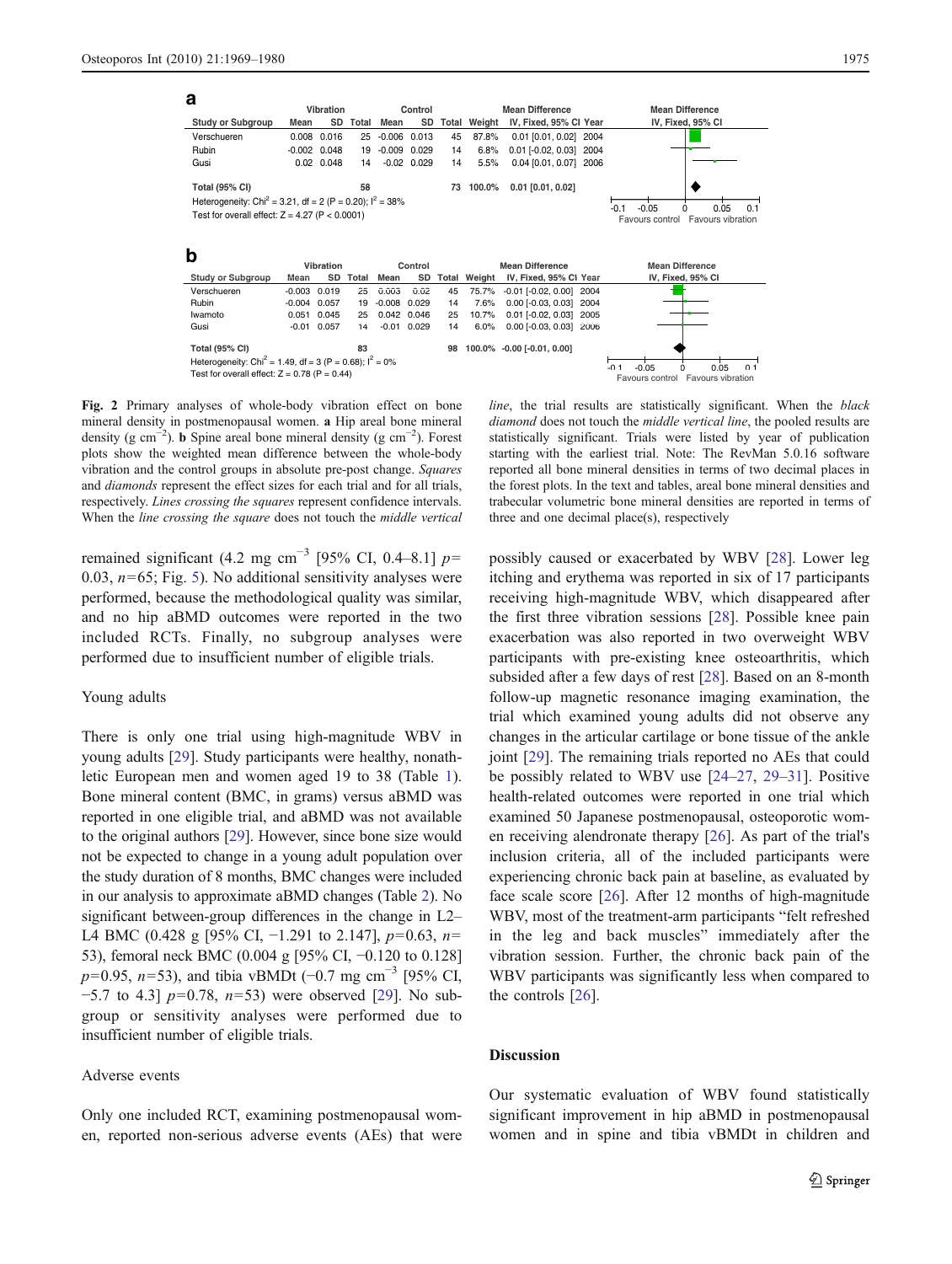**a**

| Study or Subgroup | Vibration Mean | Vibration SD | Vibration Total | Control Mean | Control SD | Control Total | Weight | Mean Difference IV, Fixed, 95% CI | Year |
|---|---|---|---|---|---|---|---|---|---|
| Verschueren | 0.008 | 0.016 | 25 | -0.006 | 0.013 | 45 | 87.8% | 0.01 [0.01, 0.02] | 2004 |
| Rubin | -0.002 | 0.048 | 19 | -0.009 | 0.029 | 14 | 6.8% | 0.01 [-0.02, 0.03] | 2004 |
| Gusi | 0.02 | 0.048 | 14 | -0.02 | 0.029 | 14 | 5.5% | 0.04 [0.01, 0.07] | 2006 |
| **Total (95% CI)** | | | **58** | | | **73** | **100.0%** | **0.01 [0.01, 0.02]** | |

Heterogeneity: $Chi^2 = 3.21$, df = 2 (P = 0.20); $I^2 = 38\%$

Test for overall effect: Z = 4.27 (P < 0.0001)

Mean Difference IV, Fixed, 95% CI

-0.1 -0.05 0 0.05 0.1

Favours control Favours vibration

**b**

| Study or Subgroup | Vibration Mean | Vibration SD | Vibration Total | Control Mean | Control SD | Control Total | Weight | Mean Difference IV, Fixed, 95% CI | Year |
|---|---|---|---|---|---|---|---|---|---|
| Verschueren | -0.003 | 0.019 | 25 | 0.003 | 0.02 | 45 | 75.7% | -0.01 [-0.02, 0.00] | 2004 |
| Rubin | -0.004 | 0.057 | 19 | -0.008 | 0.029 | 14 | 7.6% | 0.00 [-0.03, 0.03] | 2004 |
| Iwamoto | 0.051 | 0.045 | 25 | 0.042 | 0.046 | 25 | 10.7% | 0.01 [-0.02, 0.03] | 2005 |
| Gusi | -0.01 | 0.057 | 14 | -0.01 | 0.029 | 14 | 6.0% | 0.00 [-0.03, 0.03] | 2006 |
| **Total (95% CI)** | | | **83** | | | **98** | **100.0%** | **-0.00 [-0.01, 0.00]** | |

Heterogeneity: $Chi^2 = 1.49$, df = 3 (P = 0.68); $I^2 = 0\%$

Test for overall effect: Z = 0.78 (P = 0.44)

Mean Difference IV, Fixed, 95% CI

-0.1 -0.05 0 0.05 0.1

Favours control Favours vibration

**Fig. 2** Primary analyses of whole-body vibration effect on bone mineral density in postmenopausal women. **a** Hip areal bone mineral density (g cm$^{-2}$). **b** Spine areal bone mineral density (g cm$^{-2}$). Forest plots show the weighted mean difference between the whole-body vibration and the control groups in absolute pre-post change. *Squares* and *diamonds* represent the effect sizes for each trial and for all trials, respectively. *Lines crossing the squares* represent confidence intervals. When the *line crossing the square* does not touch the *middle vertical line*, the trial results are statistically significant. When the *black diamond* does not touch the *middle vertical line*, the pooled results are statistically significant. Trials were listed by year of publication starting with the earliest trial. Note: The RevMan 5.0.16 software reported all bone mineral densities in terms of two decimal places in the forest plots. In the text and tables, areal bone mineral densities and trabecular volumetric bone mineral densities are reported in terms of three and one decimal place(s), respectively

remained significant (4.2 mg cm$^{-3}$ [95% CI, 0.4–8.1] $p=0.03$, $n=65$; Fig. 5). No additional sensitivity analyses were performed, because the methodological quality was similar, and no hip aBMD outcomes were reported in the two included RCTs. Finally, no subgroup analyses were performed due to insufficient number of eligible trials.

### Young adults

There is only one trial using high-magnitude WBV in young adults [29]. Study participants were healthy, nonathletic European men and women aged 19 to 38 (Table 1). Bone mineral content (BMC, in grams) versus aBMD was reported in one eligible trial, and aBMD was not available to the original authors [29]. However, since bone size would not be expected to change in a young adult population over the study duration of 8 months, BMC changes were included in our analysis to approximate aBMD changes (Table 2). No significant between-group differences in the change in L2–L4 BMC (0.428 g [95% CI, −1.291 to 2.147], $p=0.63$, $n=53$), femoral neck BMC (0.004 g [95% CI, −0.120 to 0.128] $p=0.95$, $n=53$), and tibia vBMDt (−0.7 mg cm$^{-3}$ [95% CI, −5.7 to 4.3] $p=0.78$, $n=53$) were observed [29]. No subgroup or sensitivity analyses were performed due to insufficient number of eligible trials.

### Adverse events

Only one included RCT, examining postmenopausal women, reported non-serious adverse events (AEs) that were possibly caused or exacerbated by WBV [28]. Lower leg itching and erythema was reported in six of 17 participants receiving high-magnitude WBV, which disappeared after the first three vibration sessions [28]. Possible knee pain exacerbation was also reported in two overweight WBV participants with pre-existing knee osteoarthritis, which subsided after a few days of rest [28]. Based on an 8-month follow-up magnetic resonance imaging examination, the trial which examined young adults did not observe any changes in the articular cartilage or bone tissue of the ankle joint [29]. The remaining trials reported no AEs that could be possibly related to WBV use [24–27, 29–31]. Positive health-related outcomes were reported in one trial which examined 50 Japanese postmenopausal, osteoporotic women receiving alendronate therapy [26]. As part of the trial's inclusion criteria, all of the included participants were experiencing chronic back pain at baseline, as evaluated by face scale score [26]. After 12 months of high-magnitude WBV, most of the treatment-arm participants "felt refreshed in the leg and back muscles" immediately after the vibration session. Further, the chronic back pain of the WBV participants was significantly less when compared to the controls [26].

## Discussion

Our systematic evaluation of WBV found statistically significant improvement in hip aBMD in postmenopausal women and in spine and tibia vBMDt in children and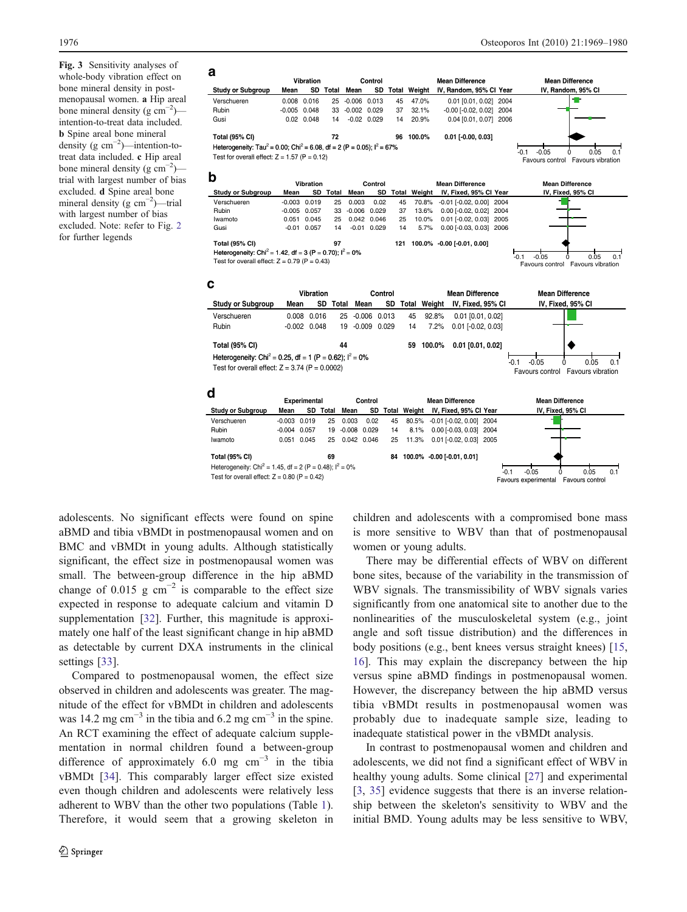**Fig. 3** Sensitivity analyses of whole-body vibration effect on bone mineral density in postmenopausal women. **a** Hip areal bone mineral density (g $cm^{-2}$)—intention-to-treat data included. **b** Spine areal bone mineral density (g $cm^{-2}$)—intention-to-treat data included. **c** Hip areal bone mineral density (g $cm^{-2}$)—trial with largest number of bias excluded. **d** Spine areal bone mineral density (g $cm^{-2}$)—trial with largest number of bias excluded. Note: Refer to Fig. 2 for further legends

**a**

| Study or Subgroup | Vibration Mean | Vibration SD | Vibration Total | Control Mean | Control SD | Control Total | Weight | Mean Difference IV, Random, 95% CI | Year |
|---|---|---|---|---|---|---|---|---|---|
| Verschueren | 0.008 | 0.016 | 25 | -0.006 | 0.013 | 45 | 47.0% | 0.01 [0.01, 0.02] | 2004 |
| Rubin | -0.005 | 0.048 | 33 | -0.002 | 0.029 | 37 | 32.1% | -0.00 [-0.02, 0.02] | 2004 |
| Gusi | 0.02 | 0.048 | 14 | -0.02 | 0.029 | 14 | 20.9% | 0.04 [0.01, 0.07] | 2006 |
| **Total (95% CI)** | | | **72** | | | **96** | **100.0%** | **0.01 [-0.00, 0.03]** | |

Heterogeneity: $Tau^2 = 0.00$; $Chi^2 = 6.08$, df = 2 (P = 0.05); $I^2 = 67\%$
Test for overall effect: Z = 1.57 (P = 0.12)

Mean Difference IV, Random, 95% CI
-0.1 -0.05 0 0.05 0.1
Favours control Favours vibration

**b**

| Study or Subgroup | Vibration Mean | Vibration SD | Vibration Total | Control Mean | Control SD | Control Total | Weight | Mean Difference IV, Fixed, 95% CI | Year |
|---|---|---|---|---|---|---|---|---|---|
| Verschueren | -0.003 | 0.019 | 25 | 0.003 | 0.02 | 45 | 70.8% | -0.01 [-0.02, 0.00] | 2004 |
| Rubin | -0.005 | 0.057 | 33 | -0.006 | 0.029 | 37 | 13.6% | 0.00 [-0.02, 0.02] | 2004 |
| Iwamoto | 0.051 | 0.045 | 25 | 0.042 | 0.046 | 25 | 10.0% | 0.01 [-0.02, 0.03] | 2005 |
| Gusi | -0.01 | 0.057 | 14 | -0.01 | 0.029 | 14 | 5.7% | 0.00 [-0.03, 0.03] | 2006 |
| **Total (95% CI)** | | | **97** | | | **121** | **100.0%** | **-0.00 [-0.01, 0.00]** | |

Heterogeneity: $Chi^2 = 1.42$, df = 3 (P = 0.70); $I^2 = 0\%$
Test for overall effect: Z = 0.79 (P = 0.43)

Mean Difference IV, Fixed, 95% CI
-0.1 -0.05 0 0.05 0.1
Favours control Favours vibration

**c**

| Study or Subgroup | Vibration Mean | Vibration SD | Vibration Total | Control Mean | Control SD | Control Total | Weight | Mean Difference IV, Fixed, 95% CI |
|---|---|---|---|---|---|---|---|---|
| Verschueren | 0.008 | 0.016 | 25 | -0.006 | 0.013 | 45 | 92.8% | 0.01 [0.01, 0.02] |
| Rubin | -0.002 | 0.048 | 19 | -0.009 | 0.029 | 14 | 7.2% | 0.01 [-0.02, 0.03] |
| **Total (95% CI)** | | | **44** | | | **59** | **100.0%** | **0.01 [0.01, 0.02]** |

Heterogeneity: $Chi^2 = 0.25$, df = 1 (P = 0.62); $I^2 = 0\%$
Test for overall effect: Z = 3.74 (P = 0.0002)

Mean Difference IV, Fixed, 95% CI
-0.1 -0.05 0 0.05 0.1
Favours control Favours vibration

**d**

| Study or Subgroup | Experimental Mean | Experimental SD | Experimental Total | Control Mean | Control SD | Control Total | Weight | Mean Difference IV, Fixed, 95% CI | Year |
|---|---|---|---|---|---|---|---|---|---|
| Verschueren | -0.003 | 0.019 | 25 | 0.003 | 0.02 | 45 | 80.5% | -0.01 [-0.02, 0.00] | 2004 |
| Rubin | -0.004 | 0.057 | 19 | -0.008 | 0.029 | 14 | 8.1% | 0.00 [-0.03, 0.03] | 2004 |
| Iwamoto | 0.051 | 0.045 | 25 | 0.042 | 0.046 | 25 | 11.3% | 0.01 [-0.02, 0.03] | 2005 |
| **Total (95% CI)** | | | **69** | | | **84** | **100.0%** | **-0.00 [-0.01, 0.01]** | |

Heterogeneity: $Chi^2 = 1.45$, df = 2 (P = 0.48); $I^2 = 0\%$
Test for overall effect: Z = 0.80 (P = 0.42)

Mean Difference IV, Fixed, 95% CI
-0.1 -0.05 0 0.05 0.1
Favours experimental Favours control

adolescents. No significant effects were found on spine aBMD and tibia vBMDt in postmenopausal women and on BMC and vBMDt in young adults. Although statistically significant, the effect size in postmenopausal women was small. The between-group difference in the hip aBMD change of 0.015 g $cm^{-2}$ is comparable to the effect size expected in response to adequate calcium and vitamin D supplementation [32]. Further, this magnitude is approximately one half of the least significant change in hip aBMD as detectable by current DXA instruments in the clinical settings [33].

Compared to postmenopausal women, the effect size observed in children and adolescents was greater. The magnitude of the effect for vBMDt in children and adolescents was 14.2 mg $cm^{-3}$ in the tibia and 6.2 mg $cm^{-3}$ in the spine. An RCT examining the effect of adequate calcium supplementation in normal children found a between-group difference of approximately 6.0 mg $cm^{-3}$ in the tibia vBMDt [34]. This comparably larger effect size existed even though children and adolescents were relatively less adherent to WBV than the other two populations (Table 1). Therefore, it would seem that a growing skeleton in children and adolescents with a compromised bone mass is more sensitive to WBV than that of postmenopausal women or young adults.

There may be differential effects of WBV on different bone sites, because of the variability in the transmission of WBV signals. The transmissibility of WBV signals varies significantly from one anatomical site to another due to the nonlinearities of the musculoskeletal system (e.g., joint angle and soft tissue distribution) and the differences in body positions (e.g., bent knees versus straight knees) [15, 16]. This may explain the discrepancy between the hip versus spine aBMD findings in postmenopausal women. However, the discrepancy between the hip aBMD versus tibia vBMDt results in postmenopausal women was probably due to inadequate sample size, leading to inadequate statistical power in the vBMDt analysis.

In contrast to postmenopausal women and children and adolescents, we did not find a significant effect of WBV in healthy young adults. Some clinical [27] and experimental [3, 35] evidence suggests that there is an inverse relationship between the skeleton's sensitivity to WBV and the initial BMD. Young adults may be less sensitive to WBV,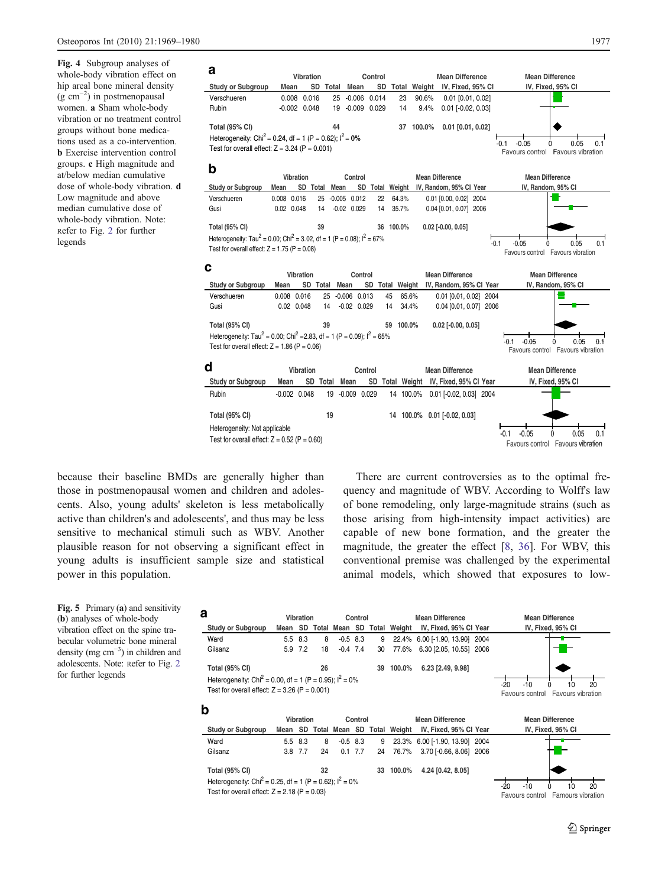**Fig. 4** Subgroup analyses of whole-body vibration effect on hip areal bone mineral density (g cm$^{-2}$) in postmenopausal women. **a** Sham whole-body vibration or no treatment control groups without bone medications used as a co-intervention. **b** Exercise intervention control groups. **c** High magnitude and at/below median cumulative dose of whole-body vibration. **d** Low magnitude and above median cumulative dose of whole-body vibration. Note: Refer to Fig. 2 for further legends

**a**

| Study or Subgroup | Vibration Mean | SD | Total | Control Mean | SD | Total | Weight | Mean Difference IV, Fixed, 95% CI |
|---|---|---|---|---|---|---|---|---|
| Verschueren | 0.008 | 0.016 | 25 | -0.006 | 0.014 | 23 | 90.6% | 0.01 [0.01, 0.02] |
| Rubin | -0.002 | 0.048 | 19 | -0.009 | 0.029 | 14 | 9.4% | 0.01 [-0.02, 0.03] |
| Total (95% CI) | | | 44 | | | 37 | 100.0% | 0.01 [0.01, 0.02] |

Heterogeneity: Chi$^2$ = 0.24, df = 1 (P = 0.62); I$^2$ = 0%
Test for overall effect: Z = 3.24 (P = 0.001)

Mean Difference IV, Fixed, 95% CI
-0.1 -0.05 0 0.05 0.1
Favours control Favours vibration

**b**

| Study or Subgroup | Vibration Mean | SD | Total | Control Mean | SD | Total | Weight | Mean Difference IV, Random, 95% CI | Year |
|---|---|---|---|---|---|---|---|---|---|
| Verschueren | 0.008 | 0.016 | 25 | -0.005 | 0.012 | 22 | 64.3% | 0.01 [0.00, 0.02] | 2004 |
| Gusi | 0.02 | 0.048 | 14 | -0.02 | 0.029 | 14 | 35.7% | 0.04 [0.01, 0.07] | 2006 |
| Total (95% CI) | | | 39 | | | 36 | 100.0% | 0.02 [-0.00, 0.05] | |

Heterogeneity: Tau$^2$ = 0.00; Chi$^2$ = 3.02, df = 1 (P = 0.08); I$^2$ = 67%
Test for overall effect: Z = 1.75 (P = 0.08)

Mean Difference IV, Random, 95% CI
-0.1 -0.05 0 0.05 0.1
Favours control Favours vibration

**c**

| Study or Subgroup | Vibration Mean | SD | Total | Control Mean | SD | Total | Weight | Mean Difference IV, Random, 95% CI | Year |
|---|---|---|---|---|---|---|---|---|---|
| Verschueren | 0.008 | 0.016 | 25 | -0.006 | 0.013 | 45 | 65.6% | 0.01 [0.01, 0.02] | 2004 |
| Gusi | 0.02 | 0.048 | 14 | -0.02 | 0.029 | 14 | 34.4% | 0.04 [0.01, 0.07] | 2006 |
| Total (95% CI) | | | 39 | | | 59 | 100.0% | 0.02 [-0.00, 0.05] | |

Heterogeneity: Tau$^2$ = 0.00; Chi$^2$ =2.83, df = 1 (P = 0.09); I$^2$ = 65%
Test for overall effect: Z = 1.86 (P = 0.06)

Mean Difference IV, Random, 95% CI
-0.1 -0.05 0 0.05 0.1
Favours control Favours vibration

**d**

| Study or Subgroup | Vibration Mean | SD | Total | Control Mean | SD | Total | Weight | Mean Difference IV, Fixed, 95% CI | Year |
|---|---|---|---|---|---|---|---|---|---|
| Rubin | -0.002 | 0.048 | 19 | -0.009 | 0.029 | 14 | 100.0% | 0.01 [-0.02, 0.03] | 2004 |
| Total (95% CI) | | | 19 | | | 14 | 100.0% | 0.01 [-0.02, 0.03] | |

Heterogeneity: Not applicable
Test for overall effect: Z = 0.52 (P = 0.60)

Mean Difference IV, Fixed, 95% CI
-0.1 -0.05 0 0.05 0.1
Favours control Favours vibration

because their baseline BMDs are generally higher than those in postmenopausal women and children and adolescents. Also, young adults' skeleton is less metabolically active than children's and adolescents', and thus may be less sensitive to mechanical stimuli such as WBV. Another plausible reason for not observing a significant effect in young adults is insufficient sample size and statistical power in this population.

There are current controversies as to the optimal frequency and magnitude of WBV. According to Wolff's law of bone remodeling, only large-magnitude strains (such as those arising from high-intensity impact activities) are capable of new bone formation, and the greater the magnitude, the greater the effect [8, 36]. For WBV, this conventional premise was challenged by the experimental animal models, which showed that exposures to low-

**Fig. 5** Primary (**a**) and sensitivity (**b**) analyses of whole-body vibration effect on the spine trabecular volumetric bone mineral density (mg cm$^{-3}$) in children and adolescents. Note: Refer to Fig. 2 for further legends

**a**

| Study or Subgroup | Vibration Mean | SD | Total | Control Mean | SD | Total | Weight | Mean Difference IV, Fixed, 95% CI | Year |
|---|---|---|---|---|---|---|---|---|---|
| Ward | 5.5 | 8.3 | 8 | -0.5 | 8.3 | 9 | 22.4% | 6.00 [-1.90, 13.90] | 2004 |
| Gilsanz | 5.9 | 7.2 | 18 | -0.4 | 7.4 | 30 | 77.6% | 6.30 [2.05, 10.55] | 2006 |
| Total (95% CI) | | | 26 | | | 39 | 100.0% | 6.23 [2.49, 9.98] | |

Heterogeneity: Chi$^2$ = 0.00, df = 1 (P = 0.95); I$^2$ = 0%
Test for overall effect: Z = 3.26 (P = 0.001)

Mean Difference IV, Fixed, 95% CI
-20 -10 0 10 20
Favours control Favours vibration

**b**

| Study or Subgroup | Vibration Mean | SD | Total | Control Mean | SD | Total | Weight | Mean Difference IV, Fixed, 95% CI | Year |
|---|---|---|---|---|---|---|---|---|---|
| Ward | 5.5 | 8.3 | 8 | -0.5 | 8.3 | 9 | 23.3% | 6.00 [-1.90, 13.90] | 2004 |
| Gilsanz | 3.8 | 7.7 | 24 | 0.1 | 7.7 | 24 | 76.7% | 3.70 [-0.66, 8.06] | 2006 |
| Total (95% CI) | | | 32 | | | 33 | 100.0% | 4.24 [0.42, 8.05] | |

Heterogeneity: Chi$^2$ = 0.25, df = 1 (P = 0.62); I$^2$ = 0%
Test for overall effect: Z = 2.18 (P = 0.03)

Mean Difference IV, Fixed, 95% CI
-20 -10 0 10 20
Favours control Favours vibration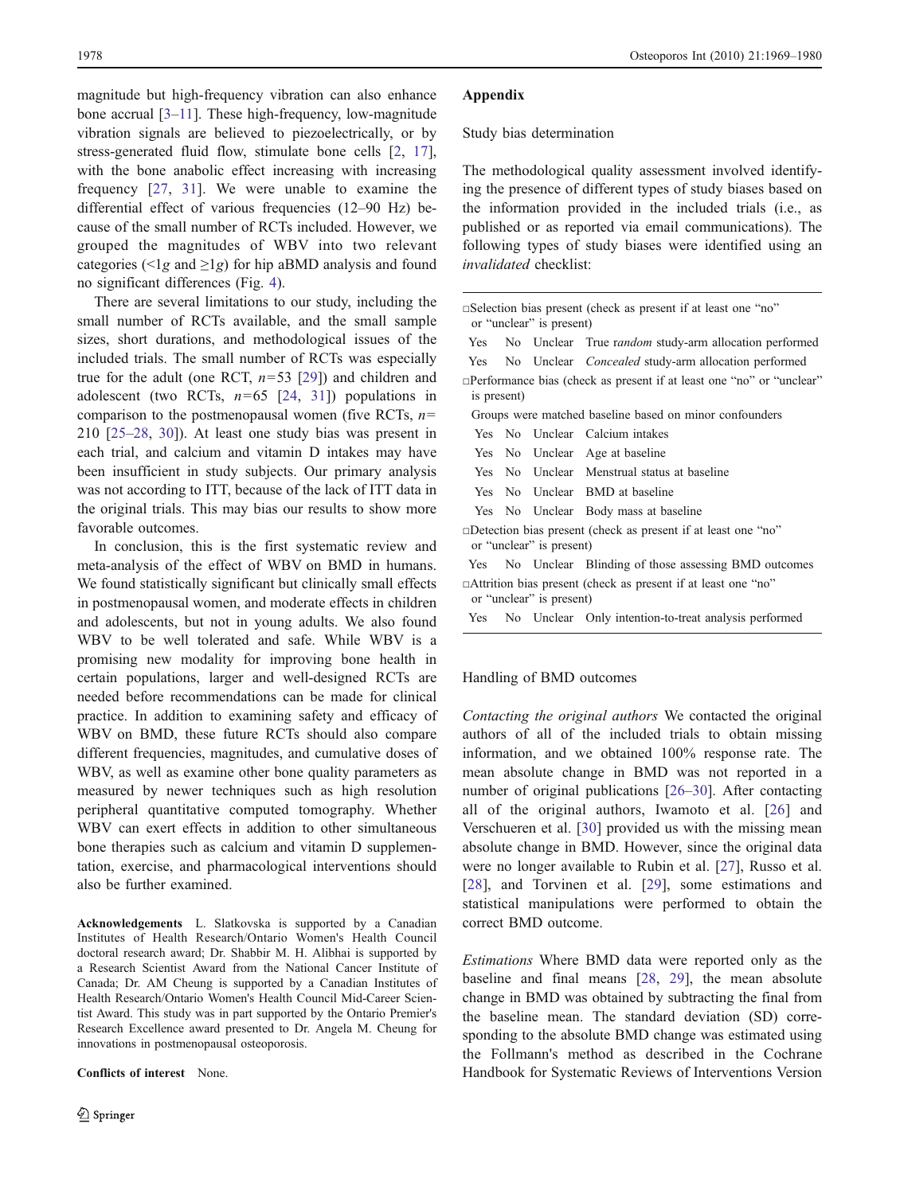magnitude but high-frequency vibration can also enhance bone accrual [3–11]. These high-frequency, low-magnitude vibration signals are believed to piezoelectrically, or by stress-generated fluid flow, stimulate bone cells [2, 17], with the bone anabolic effect increasing with increasing frequency [27, 31]. We were unable to examine the differential effect of various frequencies (12–90 Hz) because of the small number of RCTs included. However, we grouped the magnitudes of WBV into two relevant categories (<1*g* and ≥1*g*) for hip aBMD analysis and found no significant differences (Fig. 4).

There are several limitations to our study, including the small number of RCTs available, and the small sample sizes, short durations, and methodological issues of the included trials. The small number of RCTs was especially true for the adult (one RCT, $n$=53 [29]) and children and adolescent (two RCTs, $n$=65 [24, 31]) populations in comparison to the postmenopausal women (five RCTs, $n$=210 [25–28, 30]). At least one study bias was present in each trial, and calcium and vitamin D intakes may have been insufficient in study subjects. Our primary analysis was not according to ITT, because of the lack of ITT data in the original trials. This may bias our results to show more favorable outcomes.

In conclusion, this is the first systematic review and meta-analysis of the effect of WBV on BMD in humans. We found statistically significant but clinically small effects in postmenopausal women, and moderate effects in children and adolescents, but not in young adults. We also found WBV to be well tolerated and safe. While WBV is a promising new modality for improving bone health in certain populations, larger and well-designed RCTs are needed before recommendations can be made for clinical practice. In addition to examining safety and efficacy of WBV on BMD, these future RCTs should also compare different frequencies, magnitudes, and cumulative doses of WBV, as well as examine other bone quality parameters as measured by newer techniques such as high resolution peripheral quantitative computed tomography. Whether WBV can exert effects in addition to other simultaneous bone therapies such as calcium and vitamin D supplementation, exercise, and pharmacological interventions should also be further examined.

**Acknowledgements** L. Slatkovska is supported by a Canadian Institutes of Health Research/Ontario Women's Health Council doctoral research award; Dr. Shabbir M. H. Alibhai is supported by a Research Scientist Award from the National Cancer Institute of Canada; Dr. AM Cheung is supported by a Canadian Institutes of Health Research/Ontario Women's Health Council Mid-Career Scientist Award. This study was in part supported by the Ontario Premier's Research Excellence award presented to Dr. Angela M. Cheung for innovations in postmenopausal osteoporosis.

**Conflicts of interest** None.

## Appendix

### Study bias determination

The methodological quality assessment involved identifying the presence of different types of study biases based on the information provided in the included trials (i.e., as published or as reported via email communications). The following types of study biases were identified using an *invalidated* checklist:

| | | | |
|---|---|---|---|
| □Selection bias present (check as present if at least one "no" or "unclear" is present) | | | |
| Yes | No | Unclear | True *random* study-arm allocation performed |
| Yes | No | Unclear | *Concealed* study-arm allocation performed |
| □Performance bias (check as present if at least one "no" or "unclear" is present) | | | |
| Groups were matched baseline based on minor confounders | | | |
| Yes | No | Unclear | Calcium intakes |
| Yes | No | Unclear | Age at baseline |
| Yes | No | Unclear | Menstrual status at baseline |
| Yes | No | Unclear | BMD at baseline |
| Yes | No | Unclear | Body mass at baseline |
| □Detection bias present (check as present if at least one "no" or "unclear" is present) | | | |
| Yes | No | Unclear | Blinding of those assessing BMD outcomes |
| □Attrition bias present (check as present if at least one "no" or "unclear" is present) | | | |
| Yes | No | Unclear | Only intention-to-treat analysis performed |

### Handling of BMD outcomes

*Contacting the original authors* We contacted the original authors of all of the included trials to obtain missing information, and we obtained 100% response rate. The mean absolute change in BMD was not reported in a number of original publications [26–30]. After contacting all of the original authors, Iwamoto et al. [26] and Verschueren et al. [30] provided us with the missing mean absolute change in BMD. However, since the original data were no longer available to Rubin et al. [27], Russo et al. [28], and Torvinen et al. [29], some estimations and statistical manipulations were performed to obtain the correct BMD outcome.

*Estimations* Where BMD data were reported only as the baseline and final means [28, 29], the mean absolute change in BMD was obtained by subtracting the final from the baseline mean. The standard deviation (SD) corresponding to the absolute BMD change was estimated using the Follmann's method as described in the Cochrane Handbook for Systematic Reviews of Interventions Version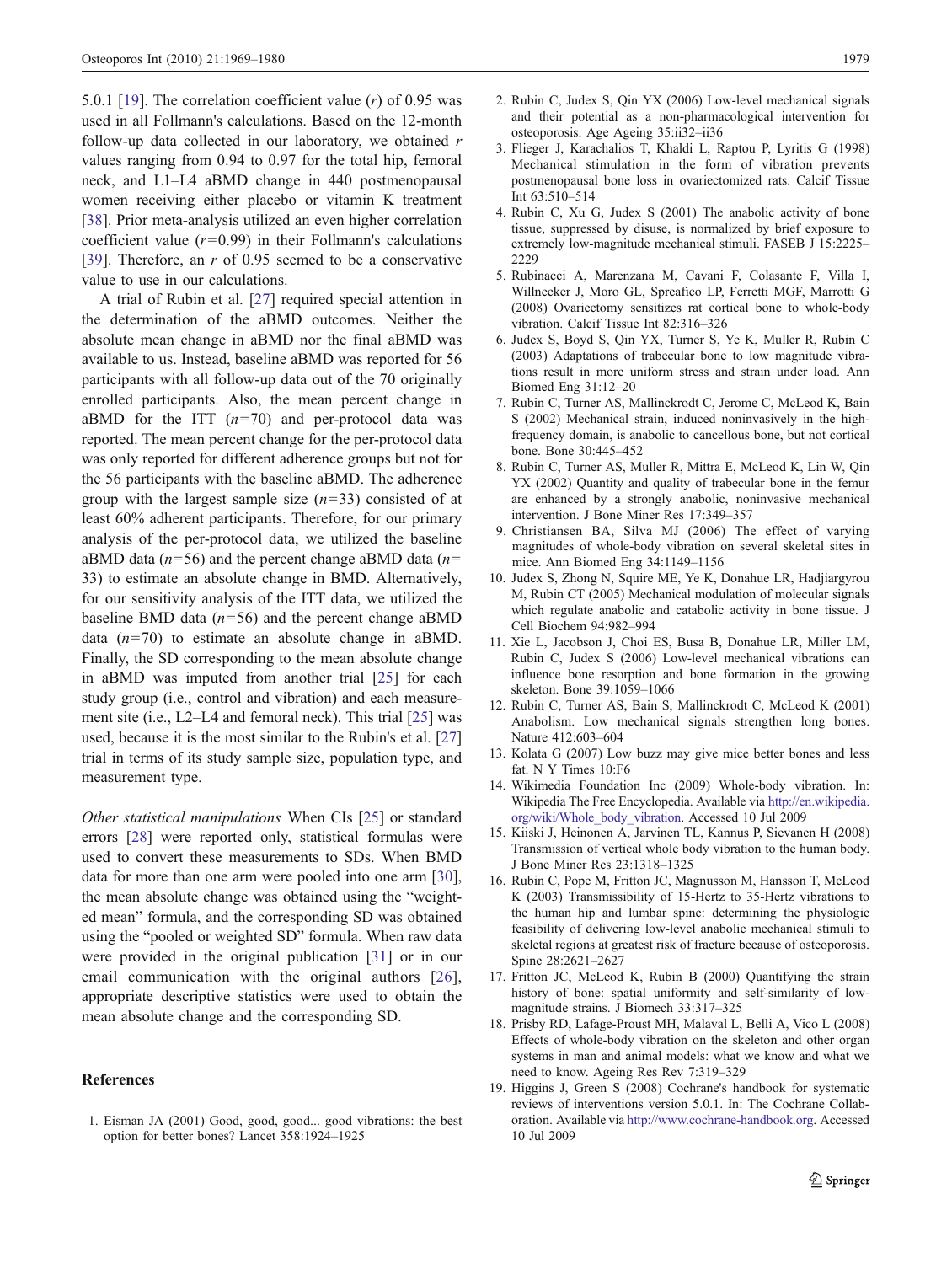5.0.1 [19]. The correlation coefficient value ($r$) of 0.95 was used in all Follmann's calculations. Based on the 12-month follow-up data collected in our laboratory, we obtained $r$ values ranging from 0.94 to 0.97 for the total hip, femoral neck, and L1–L4 aBMD change in 440 postmenopausal women receiving either placebo or vitamin K treatment [38]. Prior meta-analysis utilized an even higher correlation coefficient value ($r$=0.99) in their Follmann's calculations [39]. Therefore, an $r$ of 0.95 seemed to be a conservative value to use in our calculations.

A trial of Rubin et al. [27] required special attention in the determination of the aBMD outcomes. Neither the absolute mean change in aBMD nor the final aBMD was available to us. Instead, baseline aBMD was reported for 56 participants with all follow-up data out of the 70 originally enrolled participants. Also, the mean percent change in aBMD for the ITT ($n$=70) and per-protocol data was reported. The mean percent change for the per-protocol data was only reported for different adherence groups but not for the 56 participants with the baseline aBMD. The adherence group with the largest sample size ($n$=33) consisted of at least 60% adherent participants. Therefore, for our primary analysis of the per-protocol data, we utilized the baseline aBMD data ($n$=56) and the percent change aBMD data ($n$=33) to estimate an absolute change in BMD. Alternatively, for our sensitivity analysis of the ITT data, we utilized the baseline BMD data ($n$=56) and the percent change aBMD data ($n$=70) to estimate an absolute change in aBMD. Finally, the SD corresponding to the mean absolute change in aBMD was imputed from another trial [25] for each study group (i.e., control and vibration) and each measurement site (i.e., L2–L4 and femoral neck). This trial [25] was used, because it is the most similar to the Rubin's et al. [27] trial in terms of its study sample size, population type, and measurement type.

*Other statistical manipulations* When CIs [25] or standard errors [28] were reported only, statistical formulas were used to convert these measurements to SDs. When BMD data for more than one arm were pooled into one arm [30], the mean absolute change was obtained using the "weighted mean" formula, and the corresponding SD was obtained using the "pooled or weighted SD" formula. When raw data were provided in the original publication [31] or in our email communication with the original authors [26], appropriate descriptive statistics were used to obtain the mean absolute change and the corresponding SD.

## References

1. Eisman JA (2001) Good, good, good... good vibrations: the best option for better bones? Lancet 358:1924–1925
2. Rubin C, Judex S, Qin YX (2006) Low-level mechanical signals and their potential as a non-pharmacological intervention for osteoporosis. Age Ageing 35:ii32–ii36
3. Flieger J, Karachalios T, Khaldi L, Raptou P, Lyritis G (1998) Mechanical stimulation in the form of vibration prevents postmenopausal bone loss in ovariectomized rats. Calcif Tissue Int 63:510–514
4. Rubin C, Xu G, Judex S (2001) The anabolic activity of bone tissue, suppressed by disuse, is normalized by brief exposure to extremely low-magnitude mechanical stimuli. FASEB J 15:2225–2229
5. Rubinacci A, Marenzana M, Cavani F, Colasante F, Villa I, Willnecker J, Moro GL, Spreafico LP, Ferretti MGF, Marrotti G (2008) Ovariectomy sensitizes rat cortical bone to whole-body vibration. Calcif Tissue Int 82:316–326
6. Judex S, Boyd S, Qin YX, Turner S, Ye K, Muller R, Rubin C (2003) Adaptations of trabecular bone to low magnitude vibrations result in more uniform stress and strain under load. Ann Biomed Eng 31:12–20
7. Rubin C, Turner AS, Mallinckrodt C, Jerome C, McLeod K, Bain S (2002) Mechanical strain, induced noninvasively in the high-frequency domain, is anabolic to cancellous bone, but not cortical bone. Bone 30:445–452
8. Rubin C, Turner AS, Muller R, Mittra E, McLeod K, Lin W, Qin YX (2002) Quantity and quality of trabecular bone in the femur are enhanced by a strongly anabolic, noninvasive mechanical intervention. J Bone Miner Res 17:349–357
9. Christiansen BA, Silva MJ (2006) The effect of varying magnitudes of whole-body vibration on several skeletal sites in mice. Ann Biomed Eng 34:1149–1156
10. Judex S, Zhong N, Squire ME, Ye K, Donahue LR, Hadjiargyrou M, Rubin CT (2005) Mechanical modulation of molecular signals which regulate anabolic and catabolic activity in bone tissue. J Cell Biochem 94:982–994
11. Xie L, Jacobson J, Choi ES, Busa B, Donahue LR, Miller LM, Rubin C, Judex S (2006) Low-level mechanical vibrations can influence bone resorption and bone formation in the growing skeleton. Bone 39:1059–1066
12. Rubin C, Turner AS, Bain S, Mallinckrodt C, McLeod K (2001) Anabolism. Low mechanical signals strengthen long bones. Nature 412:603–604
13. Kolata G (2007) Low buzz may give mice better bones and less fat. N Y Times 10:F6
14. Wikimedia Foundation Inc (2009) Whole-body vibration. In: Wikipedia The Free Encyclopedia. Available via http://en.wikipedia.org/wiki/Whole_body_vibration. Accessed 10 Jul 2009
15. Kiiski J, Heinonen A, Jarvinen TL, Kannus P, Sievanen H (2008) Transmission of vertical whole body vibration to the human body. J Bone Miner Res 23:1318–1325
16. Rubin C, Pope M, Fritton JC, Magnusson M, Hansson T, McLeod K (2003) Transmissibility of 15-Hertz to 35-Hertz vibrations to the human hip and lumbar spine: determining the physiologic feasibility of delivering low-level anabolic mechanical stimuli to skeletal regions at greatest risk of fracture because of osteoporosis. Spine 28:2621–2627
17. Fritton JC, McLeod K, Rubin B (2000) Quantifying the strain history of bone: spatial uniformity and self-similarity of low-magnitude strains. J Biomech 33:317–325
18. Prisby RD, Lafage-Proust MH, Malaval L, Belli A, Vico L (2008) Effects of whole-body vibration on the skeleton and other organ systems in man and animal models: what we know and what we need to know. Ageing Res Rev 7:319–329
19. Higgins J, Green S (2008) Cochrane's handbook for systematic reviews of interventions version 5.0.1. In: The Cochrane Collaboration. Available via http://www.cochrane-handbook.org. Accessed 10 Jul 2009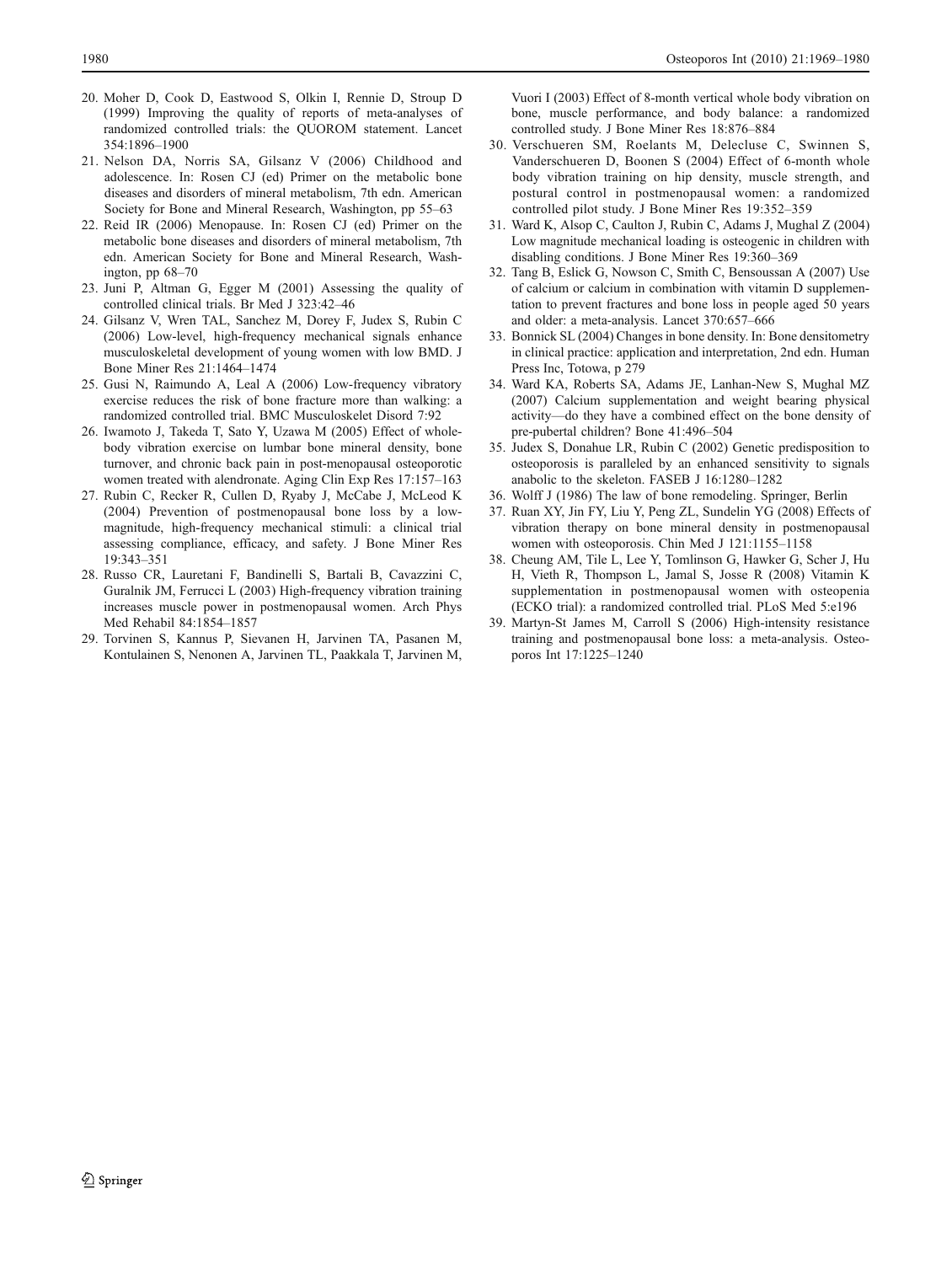20. Moher D, Cook D, Eastwood S, Olkin I, Rennie D, Stroup D (1999) Improving the quality of reports of meta-analyses of randomized controlled trials: the QUOROM statement. Lancet 354:1896–1900
21. Nelson DA, Norris SA, Gilsanz V (2006) Childhood and adolescence. In: Rosen CJ (ed) Primer on the metabolic bone diseases and disorders of mineral metabolism, 7th edn. American Society for Bone and Mineral Research, Washington, pp 55–63
22. Reid IR (2006) Menopause. In: Rosen CJ (ed) Primer on the metabolic bone diseases and disorders of mineral metabolism, 7th edn. American Society for Bone and Mineral Research, Washington, pp 68–70
23. Juni P, Altman G, Egger M (2001) Assessing the quality of controlled clinical trials. Br Med J 323:42–46
24. Gilsanz V, Wren TAL, Sanchez M, Dorey F, Judex S, Rubin C (2006) Low-level, high-frequency mechanical signals enhance musculoskeletal development of young women with low BMD. J Bone Miner Res 21:1464–1474
25. Gusi N, Raimundo A, Leal A (2006) Low-frequency vibratory exercise reduces the risk of bone fracture more than walking: a randomized controlled trial. BMC Musculoskelet Disord 7:92
26. Iwamoto J, Takeda T, Sato Y, Uzawa M (2005) Effect of whole-body vibration exercise on lumbar bone mineral density, bone turnover, and chronic back pain in post-menopausal osteoporotic women treated with alendronate. Aging Clin Exp Res 17:157–163
27. Rubin C, Recker R, Cullen D, Ryaby J, McCabe J, McLeod K (2004) Prevention of postmenopausal bone loss by a low-magnitude, high-frequency mechanical stimuli: a clinical trial assessing compliance, efficacy, and safety. J Bone Miner Res 19:343–351
28. Russo CR, Lauretani F, Bandinelli S, Bartali B, Cavazzini C, Guralnik JM, Ferrucci L (2003) High-frequency vibration training increases muscle power in postmenopausal women. Arch Phys Med Rehabil 84:1854–1857
29. Torvinen S, Kannus P, Sievanen H, Jarvinen TA, Pasanen M, Kontulainen S, Nenonen A, Jarvinen TL, Paakkala T, Jarvinen M, Vuori I (2003) Effect of 8-month vertical whole body vibration on bone, muscle performance, and body balance: a randomized controlled study. J Bone Miner Res 18:876–884
30. Verschueren SM, Roelants M, Delecluse C, Swinnen S, Vanderschueren D, Boonen S (2004) Effect of 6-month whole body vibration training on hip density, muscle strength, and postural control in postmenopausal women: a randomized controlled pilot study. J Bone Miner Res 19:352–359
31. Ward K, Alsop C, Caulton J, Rubin C, Adams J, Mughal Z (2004) Low magnitude mechanical loading is osteogenic in children with disabling conditions. J Bone Miner Res 19:360–369
32. Tang B, Eslick G, Nowson C, Smith C, Bensoussan A (2007) Use of calcium or calcium in combination with vitamin D supplementation to prevent fractures and bone loss in people aged 50 years and older: a meta-analysis. Lancet 370:657–666
33. Bonnick SL (2004) Changes in bone density. In: Bone densitometry in clinical practice: application and interpretation, 2nd edn. Human Press Inc, Totowa, p 279
34. Ward KA, Roberts SA, Adams JE, Lanhan-New S, Mughal MZ (2007) Calcium supplementation and weight bearing physical activity—do they have a combined effect on the bone density of pre-pubertal children? Bone 41:496–504
35. Judex S, Donahue LR, Rubin C (2002) Genetic predisposition to osteoporosis is paralleled by an enhanced sensitivity to signals anabolic to the skeleton. FASEB J 16:1280–1282
36. Wolff J (1986) The law of bone remodeling. Springer, Berlin
37. Ruan XY, Jin FY, Liu Y, Peng ZL, Sundelin YG (2008) Effects of vibration therapy on bone mineral density in postmenopausal women with osteoporosis. Chin Med J 121:1155–1158
38. Cheung AM, Tile L, Lee Y, Tomlinson G, Hawker G, Scher J, Hu H, Vieth R, Thompson L, Jamal S, Josse R (2008) Vitamin K supplementation in postmenopausal women with osteopenia (ECKO trial): a randomized controlled trial. PLoS Med 5:e196
39. Martyn-St James M, Carroll S (2006) High-intensity resistance training and postmenopausal bone loss: a meta-analysis. Osteoporos Int 17:1225–1240